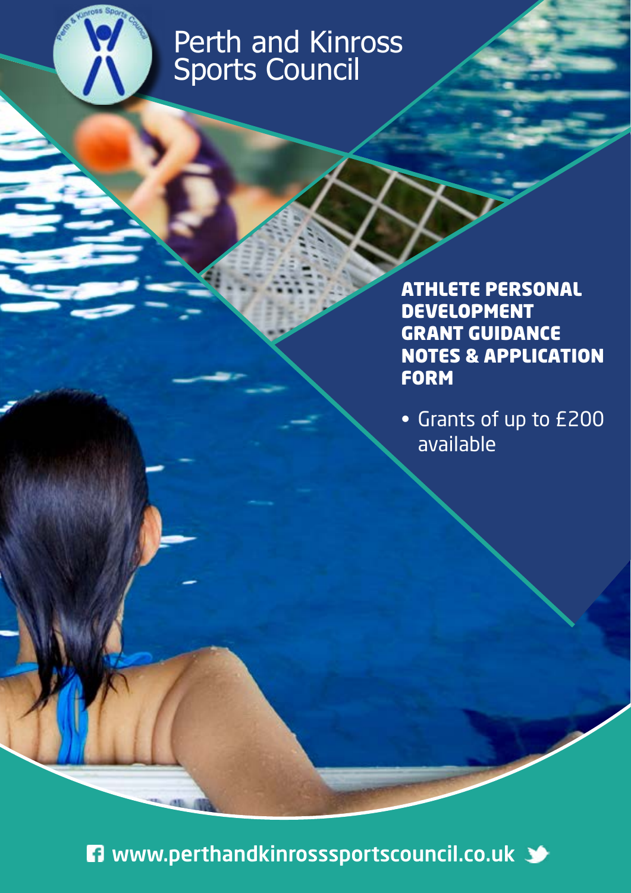# Perth and Kinross Sports Council

## ATHLETE PERSONAL DEVELOPMENT GRANT GUIDANCE NOTES & APPLICATION FORM

- Grants of up to £200 available

www.perthandkinrosssportscouncil.co.uk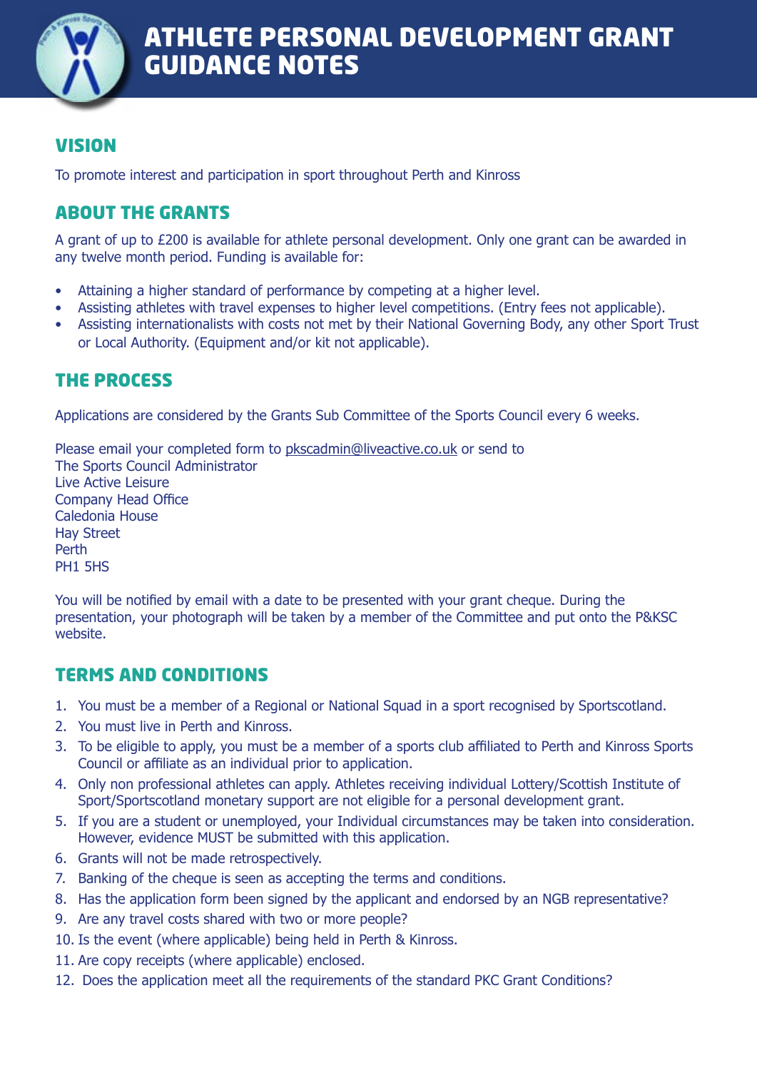# ATHLETE PERSONAL DEVELOPMENT GRANT GUIDANCE NOTES

## VISION

To promote interest and participation in sport throughout Perth and Kinross

## ABOUT THE GRANTS

A grant of up to £200 is available for athlete personal development. Only one grant can be awarded in any twelve month period. Funding is available for:

- Attaining a higher standard of performance by competing at a higher level.
- Assisting athletes with travel expenses to higher level competitions. (Entry fees not applicable).
- Assisting internationalists with costs not met by their National Governing Body, any other Sport Trust or Local Authority. (Equipment and/or kit not applicable).

## THE PROCESS

Applications are considered by the Grants Sub Committee of the Sports Council every 6 weeks.

Please email your completed form to pkscadmin@liveactive.co.uk or send to
The Sports Council Administrator
Live Active Leisure
Company Head Office
Caledonia House
Hay Street
Perth
PH1 5HS

You will be notified by email with a date to be presented with your grant cheque. During the presentation, your photograph will be taken by a member of the Committee and put onto the P&KSC website.

## TERMS AND CONDITIONS

1. You must be a member of a Regional or National Squad in a sport recognised by Sportscotland.
2. You must live in Perth and Kinross.
3. To be eligible to apply, you must be a member of a sports club affiliated to Perth and Kinross Sports Council or affiliate as an individual prior to application.
4. Only non professional athletes can apply. Athletes receiving individual Lottery/Scottish Institute of Sport/Sportscotland monetary support are not eligible for a personal development grant.
5. If you are a student or unemployed, your Individual circumstances may be taken into consideration. However, evidence MUST be submitted with this application.
6. Grants will not be made retrospectively.
7. Banking of the cheque is seen as accepting the terms and conditions.
8. Has the application form been signed by the applicant and endorsed by an NGB representative?
9. Are any travel costs shared with two or more people?
10. Is the event (where applicable) being held in Perth & Kinross.
11. Are copy receipts (where applicable) enclosed.
12. Does the application meet all the requirements of the standard PKC Grant Conditions?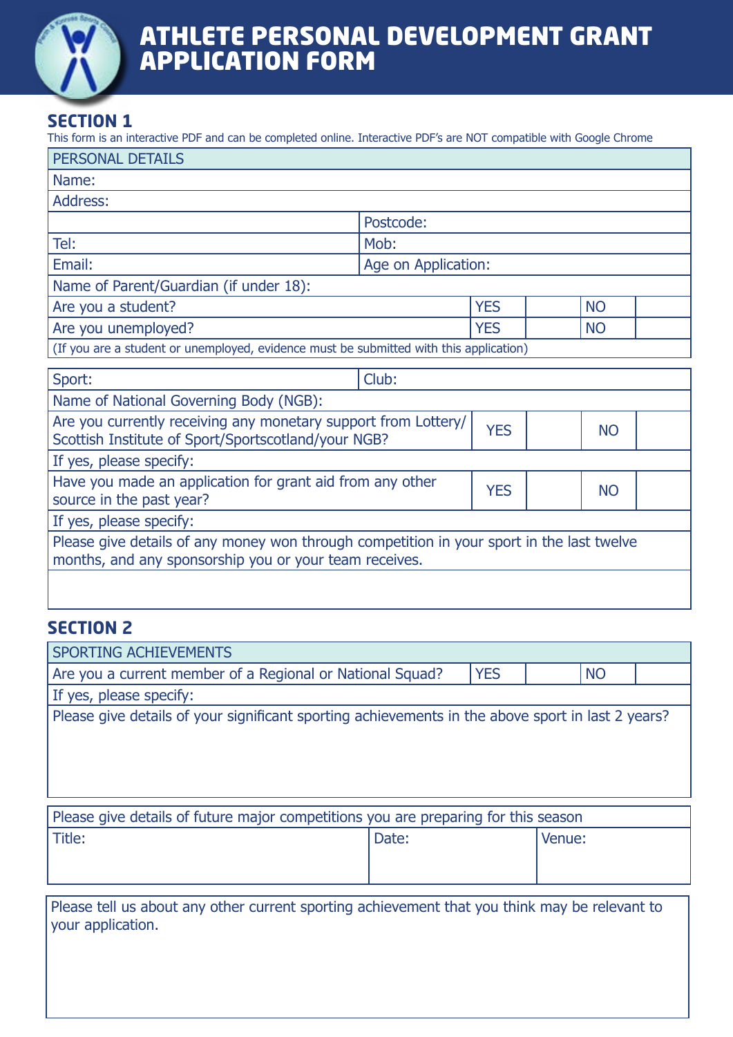# ATHLETE PERSONAL DEVELOPMENT GRANT APPLICATION FORM

## SECTION 1

This form is an interactive PDF and can be completed online. Interactive PDF's are NOT compatible with Google Chrome

| PERSONAL DETAILS | | | | |
|---|---|---|---|---|
| Name: | | | | |
| Address: | | | | |
| | Postcode: | | | |
| Tel: | Mob: | | | |
| Email: | Age on Application: | | | |
| Name of Parent/Guardian (if under 18): | | | | |
| Are you a student? | YES | | NO | |
| Are you unemployed? | YES | | NO | |
| (If you are a student or unemployed, evidence must be submitted with this application) | | | | |

| Sport: | Club: | | | |
|---|---|---|---|---|
| Name of National Governing Body (NGB): | | | | |
| Are you currently receiving any monetary support from Lottery/ Scottish Institute of Sport/Sportscotland/your NGB? | YES | | NO | |
| If yes, please specify: | | | | |
| Have you made an application for grant aid from any other source in the past year? | YES | | NO | |
| If yes, please specify: | | | | |
| Please give details of any money won through competition in your sport in the last twelve months, and any sponsorship you or your team receives. | | | | |
| | | | | |

## SECTION 2

| SPORTING ACHIEVEMENTS | | | | |
|---|---|---|---|---|
| Are you a current member of a Regional or National Squad? | YES | | NO | |
| If yes, please specify: | | | | |
| Please give details of your significant sporting achievements in the above sport in last 2 years? | | | | |

| Please give details of future major competitions you are preparing for this season | | |
|---|---|---|
| Title: | Date: | Venue: |

| Please tell us about any other current sporting achievement that you think may be relevant to your application. |
|---|
| |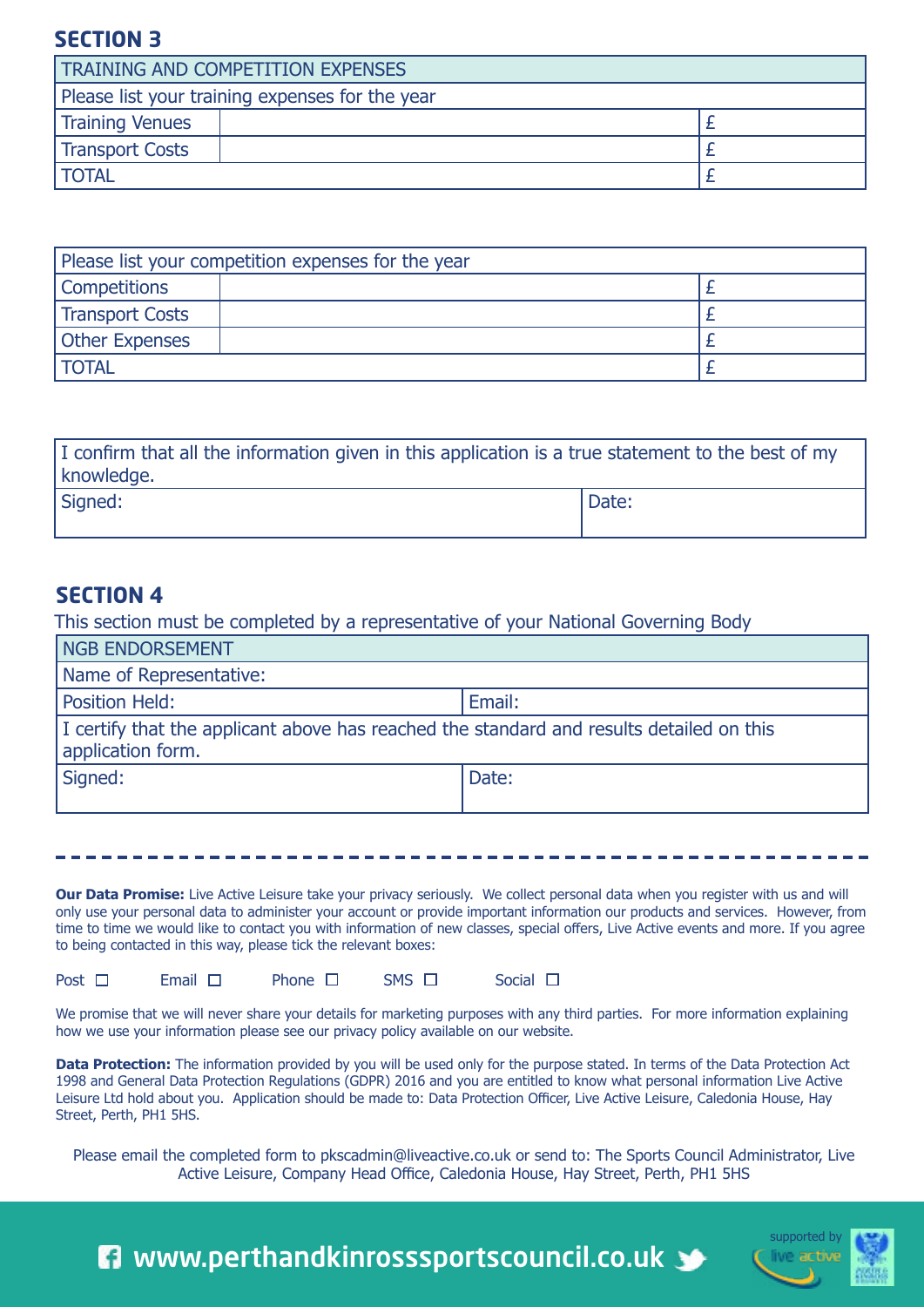## SECTION 3

| TRAINING AND COMPETITION EXPENSES | | |
|---|---|---|
| Please list your training expenses for the year | | |
| Training Venues | | £ |
| Transport Costs | | £ |
| TOTAL | | £ |

| Please list your competition expenses for the year | | |
|---|---|---|
| Competitions | | £ |
| Transport Costs | | £ |
| Other Expenses | | £ |
| TOTAL | | £ |

| I confirm that all the information given in this application is a true statement to the best of my knowledge. | |
|---|---|
| Signed: | Date: |

## SECTION 4

This section must be completed by a representative of your National Governing Body

| NGB ENDORSEMENT | |
|---|---|
| Name of Representative: | |
| Position Held: | Email: |
| I certify that the applicant above has reached the standard and results detailed on this application form. | |
| Signed: | Date: |

**Our Data Promise:** Live Active Leisure take your privacy seriously. We collect personal data when you register with us and will only use your personal data to administer your account or provide important information our products and services. However, from time to time we would like to contact you with information of new classes, special offers, Live Active events and more. If you agree to being contacted in this way, please tick the relevant boxes:

Post ☐ Email ☐ Phone ☐ SMS ☐ Social ☐

We promise that we will never share your details for marketing purposes with any third parties. For more information explaining how we use your information please see our privacy policy available on our website.

**Data Protection:** The information provided by you will be used only for the purpose stated. In terms of the Data Protection Act 1998 and General Data Protection Regulations (GDPR) 2016 and you are entitled to know what personal information Live Active Leisure Ltd hold about you. Application should be made to: Data Protection Officer, Live Active Leisure, Caledonia House, Hay Street, Perth, PH1 5HS.

Please email the completed form to pkscadmin@liveactive.co.uk or send to: The Sports Council Administrator, Live Active Leisure, Company Head Office, Caledonia House, Hay Street, Perth, PH1 5HS

www.perthandkinrosssportscouncil.co.uk

supported by live active